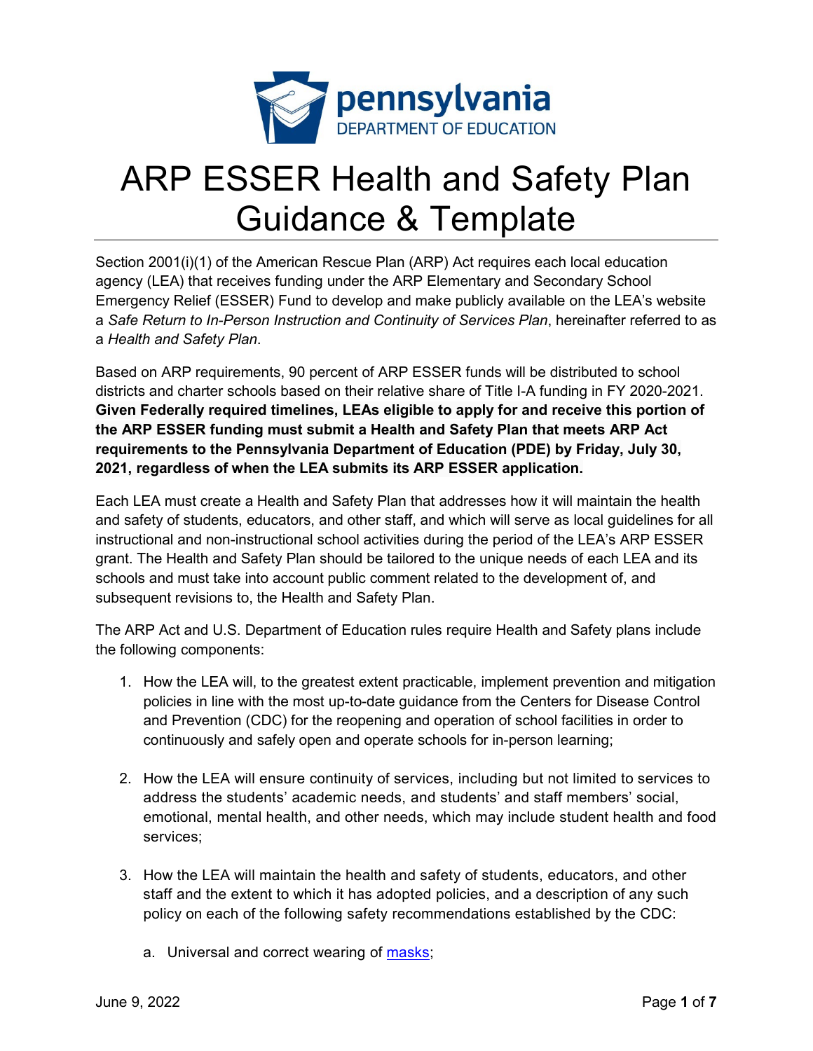# ARP ESSER Health and Safety Plan Guidance & Template

Section 2001(i)(1) of the American Rescue Plan (ARP) Act requires each local education agency (LEA) that receives funding under the ARP Elementary and Secondary School Emergency Relief (ESSER) Fund to develop and make publicly available on the LEA's website a *Safe Return to In-Person Instruction and Continuity of Services Plan*, hereinafter referred to as a *Health and Safety Plan*.

Based on ARP requirements, 90 percent of ARP ESSER funds will be distributed to school districts and charter schools based on their relative share of Title I-A funding in FY 2020-2021. **Given Federally required timelines, LEAs eligible to apply for and receive this portion of the ARP ESSER funding must submit a Health and Safety Plan that meets ARP Act requirements to the Pennsylvania Department of Education (PDE) by Friday, July 30, 2021, regardless of when the LEA submits its ARP ESSER application.**

Each LEA must create a Health and Safety Plan that addresses how it will maintain the health and safety of students, educators, and other staff, and which will serve as local guidelines for all instructional and non-instructional school activities during the period of the LEA's ARP ESSER grant. The Health and Safety Plan should be tailored to the unique needs of each LEA and its schools and must take into account public comment related to the development of, and subsequent revisions to, the Health and Safety Plan.

The ARP Act and U.S. Department of Education rules require Health and Safety plans include the following components:

1. How the LEA will, to the greatest extent practicable, implement prevention and mitigation policies in line with the most up-to-date guidance from the Centers for Disease Control and Prevention (CDC) for the reopening and operation of school facilities in order to continuously and safely open and operate schools for in-person learning;

2. How the LEA will ensure continuity of services, including but not limited to services to address the students' academic needs, and students' and staff members' social, emotional, mental health, and other needs, which may include student health and food services;

3. How the LEA will maintain the health and safety of students, educators, and other staff and the extent to which it has adopted policies, and a description of any such policy on each of the following safety recommendations established by the CDC:

   a. Universal and correct wearing of masks;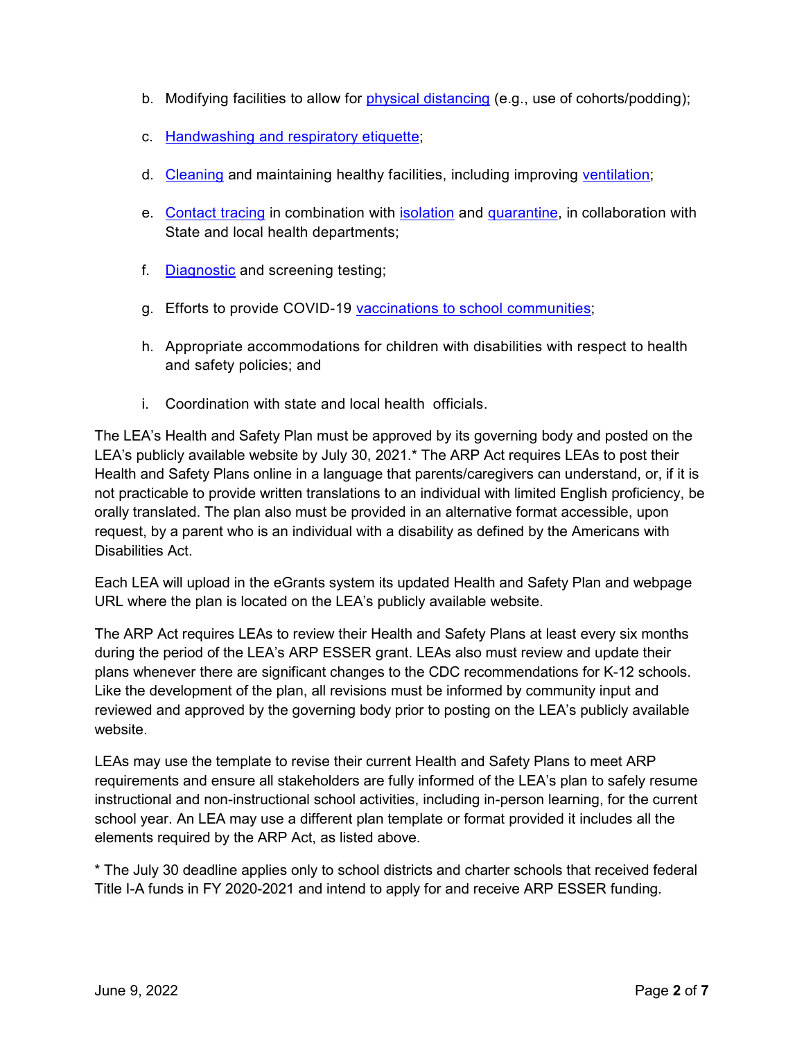b. Modifying facilities to allow for physical distancing (e.g., use of cohorts/podding);

c. Handwashing and respiratory etiquette;

d. Cleaning and maintaining healthy facilities, including improving ventilation;

e. Contact tracing in combination with isolation and quarantine, in collaboration with State and local health departments;

f. Diagnostic and screening testing;

g. Efforts to provide COVID-19 vaccinations to school communities;

h. Appropriate accommodations for children with disabilities with respect to health and safety policies; and

i. Coordination with state and local health officials.

The LEA's Health and Safety Plan must be approved by its governing body and posted on the LEA's publicly available website by July 30, 2021.* The ARP Act requires LEAs to post their Health and Safety Plans online in a language that parents/caregivers can understand, or, if it is not practicable to provide written translations to an individual with limited English proficiency, be orally translated. The plan also must be provided in an alternative format accessible, upon request, by a parent who is an individual with a disability as defined by the Americans with Disabilities Act.

Each LEA will upload in the eGrants system its updated Health and Safety Plan and webpage URL where the plan is located on the LEA's publicly available website.

The ARP Act requires LEAs to review their Health and Safety Plans at least every six months during the period of the LEA's ARP ESSER grant. LEAs also must review and update their plans whenever there are significant changes to the CDC recommendations for K-12 schools. Like the development of the plan, all revisions must be informed by community input and reviewed and approved by the governing body prior to posting on the LEA's publicly available website.

LEAs may use the template to revise their current Health and Safety Plans to meet ARP requirements and ensure all stakeholders are fully informed of the LEA's plan to safely resume instructional and non-instructional school activities, including in-person learning, for the current school year. An LEA may use a different plan template or format provided it includes all the elements required by the ARP Act, as listed above.

* The July 30 deadline applies only to school districts and charter schools that received federal Title I-A funds in FY 2020-2021 and intend to apply for and receive ARP ESSER funding.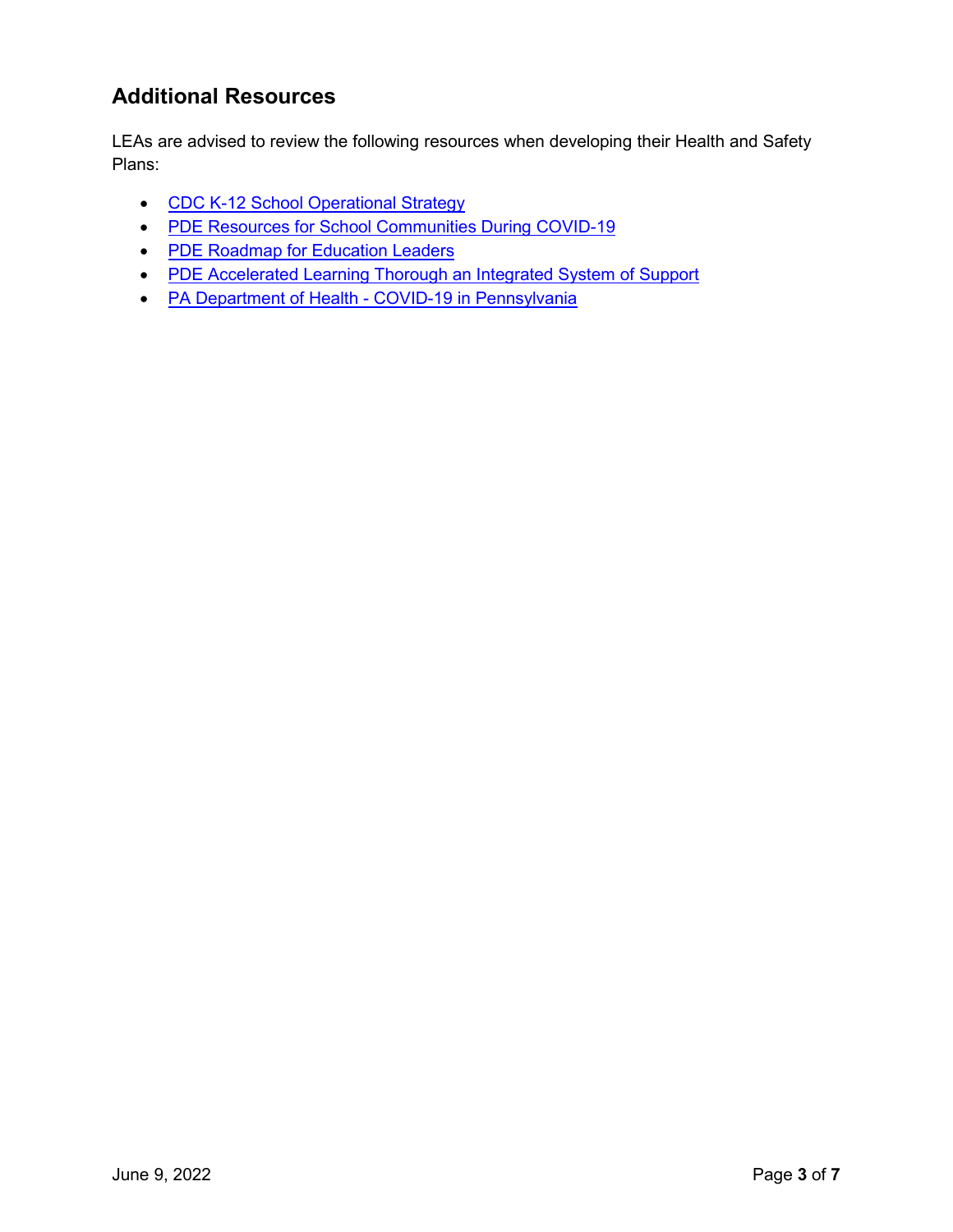## Additional Resources

LEAs are advised to review the following resources when developing their Health and Safety Plans:

- CDC K-12 School Operational Strategy
- PDE Resources for School Communities During COVID-19
- PDE Roadmap for Education Leaders
- PDE Accelerated Learning Thorough an Integrated System of Support
- PA Department of Health - COVID-19 in Pennsylvania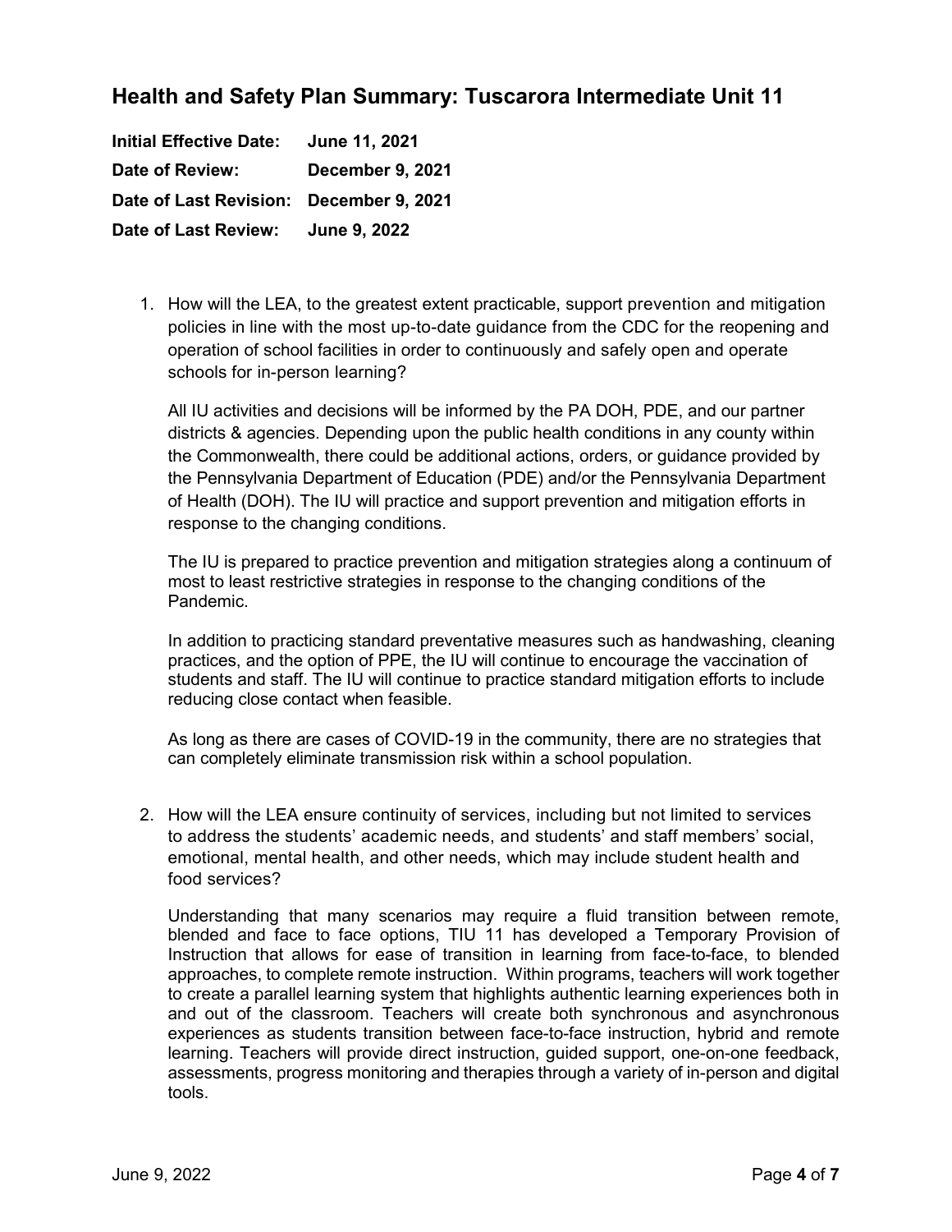## Health and Safety Plan Summary: Tuscarora Intermediate Unit 11

**Initial Effective Date:** **June 11, 2021**

**Date of Review:** **December 9, 2021**

**Date of Last Revision:** **December 9, 2021**

**Date of Last Review:** **June 9, 2022**

1. How will the LEA, to the greatest extent practicable, support prevention and mitigation policies in line with the most up-to-date guidance from the CDC for the reopening and operation of school facilities in order to continuously and safely open and operate schools for in-person learning?

   All IU activities and decisions will be informed by the PA DOH, PDE, and our partner districts & agencies. Depending upon the public health conditions in any county within the Commonwealth, there could be additional actions, orders, or guidance provided by the Pennsylvania Department of Education (PDE) and/or the Pennsylvania Department of Health (DOH). The IU will practice and support prevention and mitigation efforts in response to the changing conditions.

   The IU is prepared to practice prevention and mitigation strategies along a continuum of most to least restrictive strategies in response to the changing conditions of the Pandemic.

   In addition to practicing standard preventative measures such as handwashing, cleaning practices, and the option of PPE, the IU will continue to encourage the vaccination of students and staff. The IU will continue to practice standard mitigation efforts to include reducing close contact when feasible.

   As long as there are cases of COVID-19 in the community, there are no strategies that can completely eliminate transmission risk within a school population.

2. How will the LEA ensure continuity of services, including but not limited to services to address the students' academic needs, and students' and staff members' social, emotional, mental health, and other needs, which may include student health and food services?

   Understanding that many scenarios may require a fluid transition between remote, blended and face to face options, TIU 11 has developed a Temporary Provision of Instruction that allows for ease of transition in learning from face-to-face, to blended approaches, to complete remote instruction. Within programs, teachers will work together to create a parallel learning system that highlights authentic learning experiences both in and out of the classroom. Teachers will create both synchronous and asynchronous experiences as students transition between face-to-face instruction, hybrid and remote learning. Teachers will provide direct instruction, guided support, one-on-one feedback, assessments, progress monitoring and therapies through a variety of in-person and digital tools.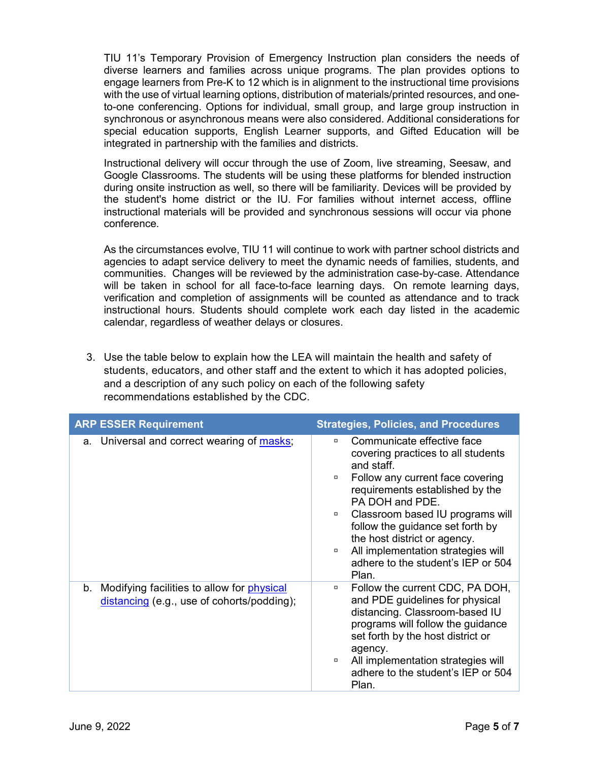TIU 11's Temporary Provision of Emergency Instruction plan considers the needs of diverse learners and families across unique programs. The plan provides options to engage learners from Pre-K to 12 which is in alignment to the instructional time provisions with the use of virtual learning options, distribution of materials/printed resources, and one-to-one conferencing. Options for individual, small group, and large group instruction in synchronous or asynchronous means were also considered. Additional considerations for special education supports, English Learner supports, and Gifted Education will be integrated in partnership with the families and districts.

Instructional delivery will occur through the use of Zoom, live streaming, Seesaw, and Google Classrooms. The students will be using these platforms for blended instruction during onsite instruction as well, so there will be familiarity. Devices will be provided by the student's home district or the IU. For families without internet access, offline instructional materials will be provided and synchronous sessions will occur via phone conference.

As the circumstances evolve, TIU 11 will continue to work with partner school districts and agencies to adapt service delivery to meet the dynamic needs of families, students, and communities. Changes will be reviewed by the administration case-by-case. Attendance will be taken in school for all face-to-face learning days. On remote learning days, verification and completion of assignments will be counted as attendance and to track instructional hours. Students should complete work each day listed in the academic calendar, regardless of weather delays or closures.

3. Use the table below to explain how the LEA will maintain the health and safety of students, educators, and other staff and the extent to which it has adopted policies, and a description of any such policy on each of the following safety recommendations established by the CDC.

| ARP ESSER Requirement | Strategies, Policies, and Procedures |
|---|---|
| a. Universal and correct wearing of masks; | ▫ Communicate effective face covering practices to all students and staff.<br>▫ Follow any current face covering requirements established by the PA DOH and PDE.<br>▫ Classroom based IU programs will follow the guidance set forth by the host district or agency.<br>▫ All implementation strategies will adhere to the student's IEP or 504 Plan. |
| b. Modifying facilities to allow for physical distancing (e.g., use of cohorts/podding); | ▫ Follow the current CDC, PA DOH, and PDE guidelines for physical distancing. Classroom-based IU programs will follow the guidance set forth by the host district or agency.<br>▫ All implementation strategies will adhere to the student's IEP or 504 Plan. |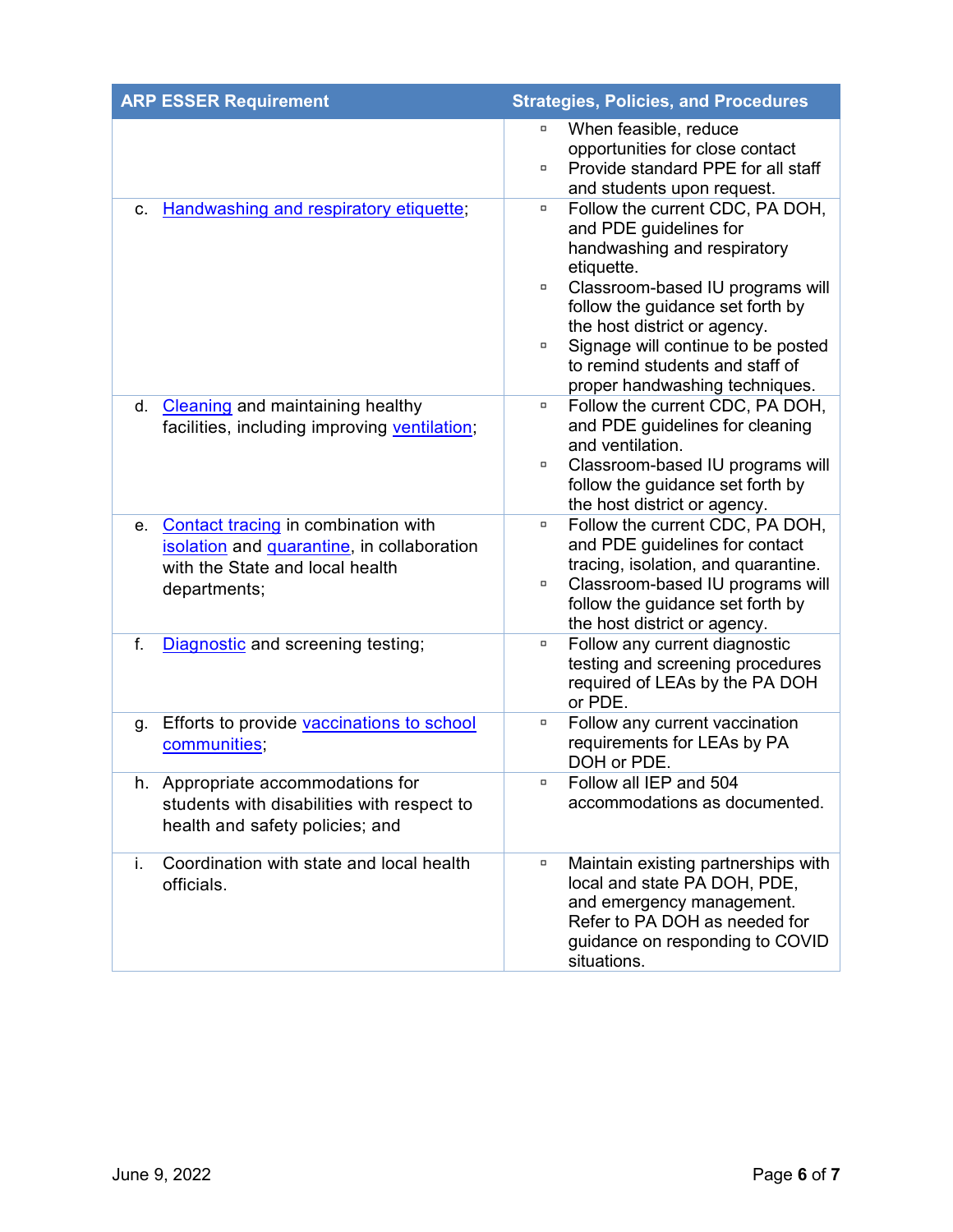| ARP ESSER Requirement | Strategies, Policies, and Procedures |
|---|---|
| | ▫ When feasible, reduce opportunities for close contact<br>▫ Provide standard PPE for all staff and students upon request. |
| c. Handwashing and respiratory etiquette; | ▫ Follow the current CDC, PA DOH, and PDE guidelines for handwashing and respiratory etiquette.<br>▫ Classroom-based IU programs will follow the guidance set forth by the host district or agency.<br>▫ Signage will continue to be posted to remind students and staff of proper handwashing techniques. |
| d. Cleaning and maintaining healthy facilities, including improving ventilation; | ▫ Follow the current CDC, PA DOH, and PDE guidelines for cleaning and ventilation.<br>▫ Classroom-based IU programs will follow the guidance set forth by the host district or agency. |
| e. Contact tracing in combination with isolation and quarantine, in collaboration with the State and local health departments; | ▫ Follow the current CDC, PA DOH, and PDE guidelines for contact tracing, isolation, and quarantine.<br>▫ Classroom-based IU programs will follow the guidance set forth by the host district or agency. |
| f. Diagnostic and screening testing; | ▫ Follow any current diagnostic testing and screening procedures required of LEAs by the PA DOH or PDE. |
| g. Efforts to provide vaccinations to school communities; | ▫ Follow any current vaccination requirements for LEAs by PA DOH or PDE. |
| h. Appropriate accommodations for students with disabilities with respect to health and safety policies; and | ▫ Follow all IEP and 504 accommodations as documented. |
| i. Coordination with state and local health officials. | ▫ Maintain existing partnerships with local and state PA DOH, PDE, and emergency management. Refer to PA DOH as needed for guidance on responding to COVID situations. |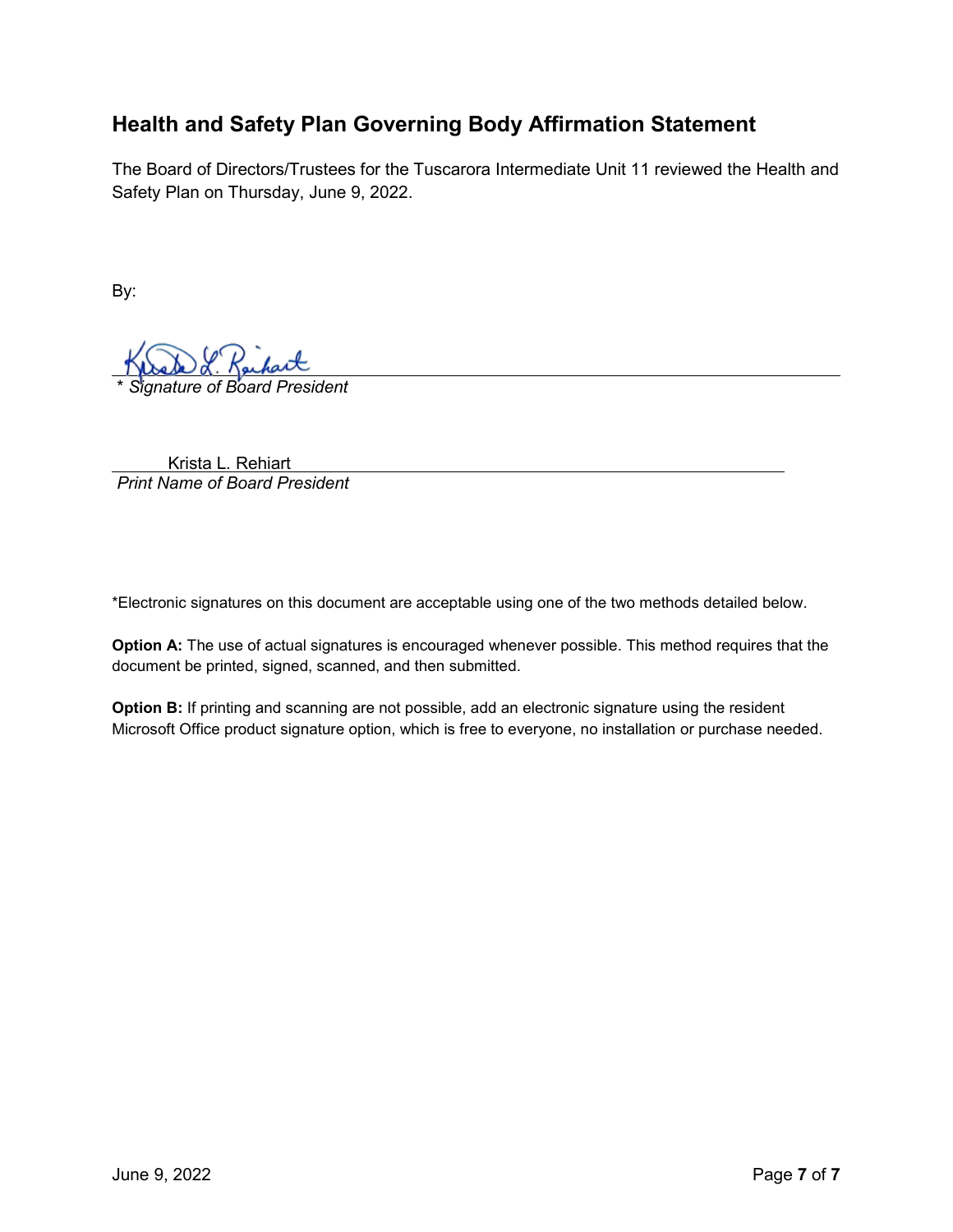## Health and Safety Plan Governing Body Affirmation Statement

The Board of Directors/Trustees for the Tuscarora Intermediate Unit 11 reviewed the Health and Safety Plan on Thursday, June 9, 2022.

By:

Krista L. Rehiart

*\* Signature of Board President*

Krista L. Rehiart

*Print Name of Board President*

*Electronic signatures on this document are acceptable using one of the two methods detailed below.

**Option A:** The use of actual signatures is encouraged whenever possible. This method requires that the document be printed, signed, scanned, and then submitted.

**Option B:** If printing and scanning are not possible, add an electronic signature using the resident Microsoft Office product signature option, which is free to everyone, no installation or purchase needed.